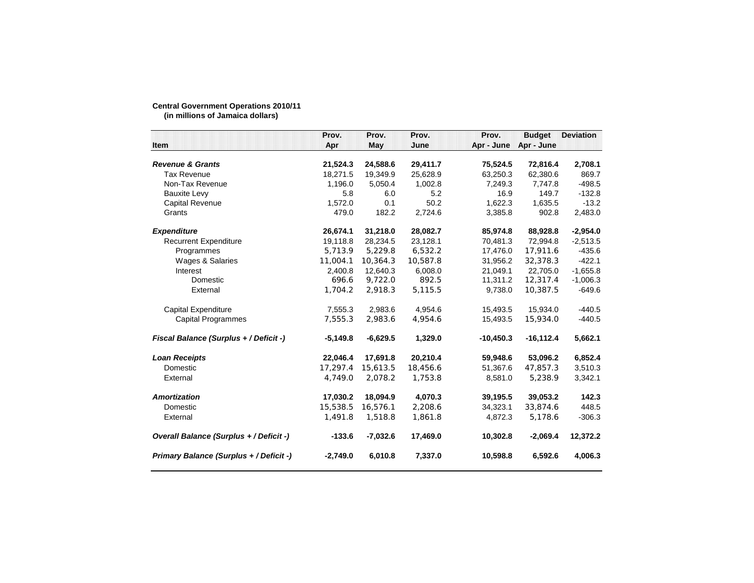**Central Government Operations 2010/11**
**(in millions of Jamaica dollars)**

| Item | Prov. Apr | Prov. May | Prov. June | Prov. Apr - June | Budget Apr - June | Deviation |
|---|---|---|---|---|---|---|
| ***Revenue & Grants*** | **21,524.3** | **24,588.6** | **29,411.7** | **75,524.5** | **72,816.4** | **2,708.1** |
| Tax Revenue | 18,271.5 | 19,349.9 | 25,628.9 | 63,250.3 | 62,380.6 | 869.7 |
| Non-Tax Revenue | 1,196.0 | 5,050.4 | 1,002.8 | 7,249.3 | 7,747.8 | -498.5 |
| Bauxite Levy | 5.8 | 6.0 | 5.2 | 16.9 | 149.7 | -132.8 |
| Capital Revenue | 1,572.0 | 0.1 | 50.2 | 1,622.3 | 1,635.5 | -13.2 |
| Grants | 479.0 | 182.2 | 2,724.6 | 3,385.8 | 902.8 | 2,483.0 |
| ***Expenditure*** | **26,674.1** | **31,218.0** | **28,082.7** | **85,974.8** | **88,928.8** | **-2,954.0** |
| Recurrent Expenditure | 19,118.8 | 28,234.5 | 23,128.1 | 70,481.3 | 72,994.8 | -2,513.5 |
| Programmes | 5,713.9 | 5,229.8 | 6,532.2 | 17,476.0 | 17,911.6 | -435.6 |
| Wages & Salaries | 11,004.1 | 10,364.3 | 10,587.8 | 31,956.2 | 32,378.3 | -422.1 |
| Interest | 2,400.8 | 12,640.3 | 6,008.0 | 21,049.1 | 22,705.0 | -1,655.8 |
| Domestic | 696.6 | 9,722.0 | 892.5 | 11,311.2 | 12,317.4 | -1,006.3 |
| External | 1,704.2 | 2,918.3 | 5,115.5 | 9,738.0 | 10,387.5 | -649.6 |
| Capital Expenditure | 7,555.3 | 2,983.6 | 4,954.6 | 15,493.5 | 15,934.0 | -440.5 |
| Capital Programmes | 7,555.3 | 2,983.6 | 4,954.6 | 15,493.5 | 15,934.0 | -440.5 |
| ***Fiscal Balance (Surplus + / Deficit -)*** | **-5,149.8** | **-6,629.5** | **1,329.0** | **-10,450.3** | **-16,112.4** | **5,662.1** |
| ***Loan Receipts*** | **22,046.4** | **17,691.8** | **20,210.4** | **59,948.6** | **53,096.2** | **6,852.4** |
| Domestic | 17,297.4 | 15,613.5 | 18,456.6 | 51,367.6 | 47,857.3 | 3,510.3 |
| External | 4,749.0 | 2,078.2 | 1,753.8 | 8,581.0 | 5,238.9 | 3,342.1 |
| ***Amortization*** | **17,030.2** | **18,094.9** | **4,070.3** | **39,195.5** | **39,053.2** | **142.3** |
| Domestic | 15,538.5 | 16,576.1 | 2,208.6 | 34,323.1 | 33,874.6 | 448.5 |
| External | 1,491.8 | 1,518.8 | 1,861.8 | 4,872.3 | 5,178.6 | -306.3 |
| ***Overall Balance (Surplus + / Deficit -)*** | **-133.6** | **-7,032.6** | **17,469.0** | **10,302.8** | **-2,069.4** | **12,372.2** |
| ***Primary Balance (Surplus + / Deficit -)*** | **-2,749.0** | **6,010.8** | **7,337.0** | **10,598.8** | **6,592.6** | **4,006.3** |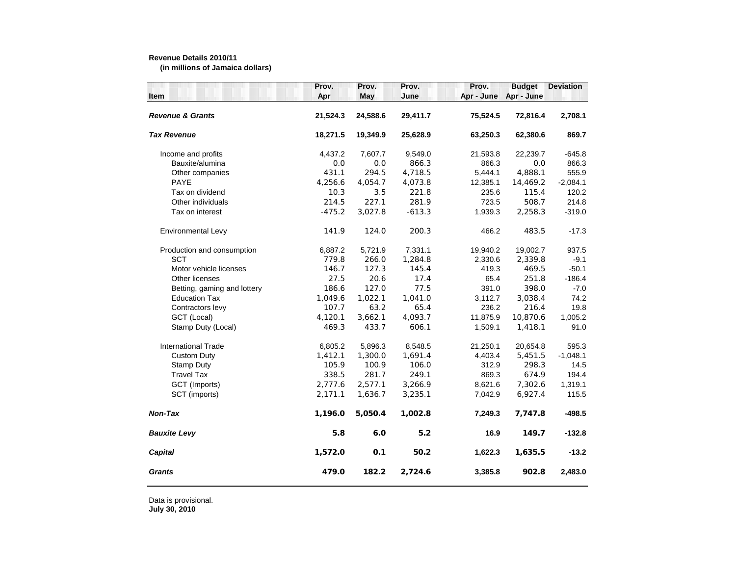**Revenue Details 2010/11**
**(in millions of Jamaica dollars)**

| Item | Prov. Apr | Prov. May | Prov. June | Prov. Apr - June | Budget Apr - June | Deviation |
|---|---|---|---|---|---|---|
| ***Revenue & Grants*** | **21,524.3** | **24,588.6** | **29,411.7** | **75,524.5** | **72,816.4** | **2,708.1** |
| ***Tax Revenue*** | **18,271.5** | **19,349.9** | **25,628.9** | **63,250.3** | **62,380.6** | **869.7** |
| Income and profits | 4,437.2 | 7,607.7 | 9,549.0 | 21,593.8 | 22,239.7 | -645.8 |
| Bauxite/alumina | 0.0 | 0.0 | 866.3 | 866.3 | 0.0 | 866.3 |
| Other companies | 431.1 | 294.5 | 4,718.5 | 5,444.1 | 4,888.1 | 555.9 |
| PAYE | 4,256.6 | 4,054.7 | 4,073.8 | 12,385.1 | 14,469.2 | -2,084.1 |
| Tax on dividend | 10.3 | 3.5 | 221.8 | 235.6 | 115.4 | 120.2 |
| Other individuals | 214.5 | 227.1 | 281.9 | 723.5 | 508.7 | 214.8 |
| Tax on interest | -475.2 | 3,027.8 | -613.3 | 1,939.3 | 2,258.3 | -319.0 |
| Environmental Levy | 141.9 | 124.0 | 200.3 | 466.2 | 483.5 | -17.3 |
| Production and consumption | 6,887.2 | 5,721.9 | 7,331.1 | 19,940.2 | 19,002.7 | 937.5 |
| SCT | 779.8 | 266.0 | 1,284.8 | 2,330.6 | 2,339.8 | -9.1 |
| Motor vehicle licenses | 146.7 | 127.3 | 145.4 | 419.3 | 469.5 | -50.1 |
| Other licenses | 27.5 | 20.6 | 17.4 | 65.4 | 251.8 | -186.4 |
| Betting, gaming and lottery | 186.6 | 127.0 | 77.5 | 391.0 | 398.0 | -7.0 |
| Education Tax | 1,049.6 | 1,022.1 | 1,041.0 | 3,112.7 | 3,038.4 | 74.2 |
| Contractors levy | 107.7 | 63.2 | 65.4 | 236.2 | 216.4 | 19.8 |
| GCT (Local) | 4,120.1 | 3,662.1 | 4,093.7 | 11,875.9 | 10,870.6 | 1,005.2 |
| Stamp Duty (Local) | 469.3 | 433.7 | 606.1 | 1,509.1 | 1,418.1 | 91.0 |
| International Trade | 6,805.2 | 5,896.3 | 8,548.5 | 21,250.1 | 20,654.8 | 595.3 |
| Custom Duty | 1,412.1 | 1,300.0 | 1,691.4 | 4,403.4 | 5,451.5 | -1,048.1 |
| Stamp Duty | 105.9 | 100.9 | 106.0 | 312.9 | 298.3 | 14.5 |
| Travel Tax | 338.5 | 281.7 | 249.1 | 869.3 | 674.9 | 194.4 |
| GCT (Imports) | 2,777.6 | 2,577.1 | 3,266.9 | 8,621.6 | 7,302.6 | 1,319.1 |
| SCT (imports) | 2,171.1 | 1,636.7 | 3,235.1 | 7,042.9 | 6,927.4 | 115.5 |
| ***Non-Tax*** | **1,196.0** | **5,050.4** | **1,002.8** | **7,249.3** | **7,747.8** | **-498.5** |
| ***Bauxite Levy*** | **5.8** | **6.0** | **5.2** | **16.9** | **149.7** | **-132.8** |
| ***Capital*** | **1,572.0** | **0.1** | **50.2** | **1,622.3** | **1,635.5** | **-13.2** |
| ***Grants*** | **479.0** | **182.2** | **2,724.6** | **3,385.8** | **902.8** | **2,483.0** |

Data is provisional.
**July 30, 2010**